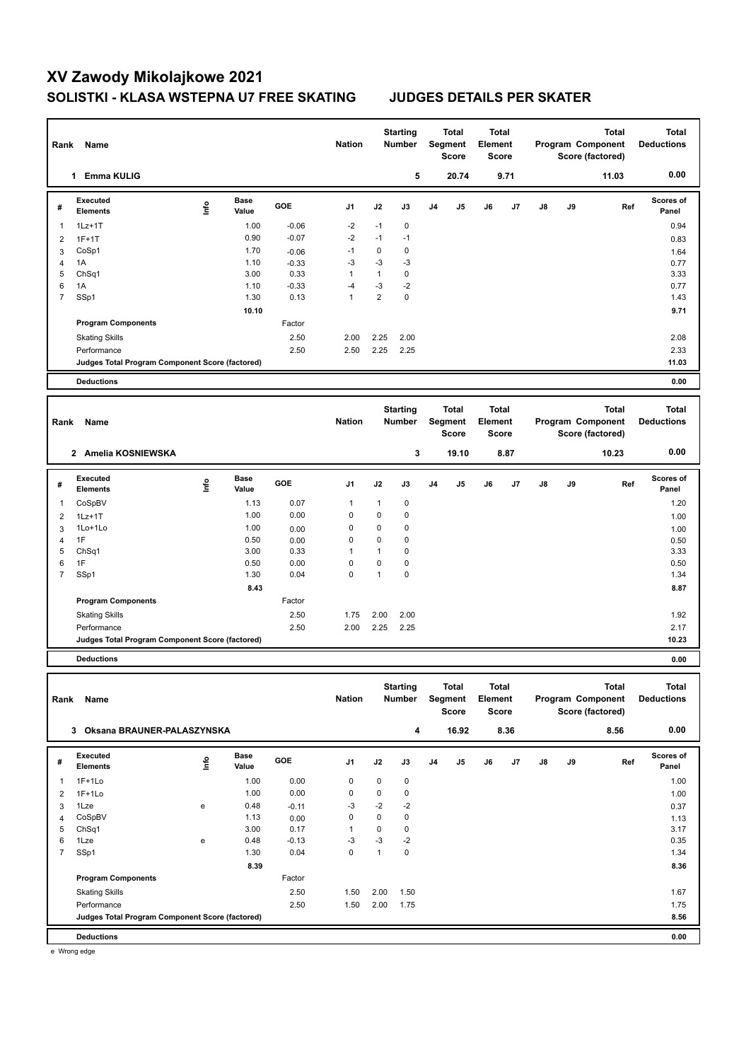# XV Zawody Mikolajkowe 2021

## SOLISTKI - KLASA WSTEPNA U7 FREE SKATING JUDGES DETAILS PER SKATER

| Rank | Name | Nation | Starting Number | Total Segment Score | Total Element Score | Total Program Component Score (factored) | Total Deductions |
|---|---|---|---|---|---|---|---|
| 1 | Emma KULIG | | 5 | 20.74 | 9.71 | 11.03 | 0.00 |

| # | Executed Elements | Info | Base Value | GOE | J1 | J2 | J3 | J4 | J5 | J6 | J7 | J8 | J9 | Ref | Scores of Panel |
|---|---|---|---|---|---|---|---|---|---|---|---|---|---|---|---|
| 1 | 1Lz+1T | | 1.00 | -0.06 | -2 | -1 | 0 | | | | | | | | 0.94 |
| 2 | 1F+1T | | 0.90 | -0.07 | -2 | -1 | -1 | | | | | | | | 0.83 |
| 3 | CoSp1 | | 1.70 | -0.06 | -1 | 0 | 0 | | | | | | | | 1.64 |
| 4 | 1A | | 1.10 | -0.33 | -3 | -3 | -3 | | | | | | | | 0.77 |
| 5 | ChSq1 | | 3.00 | 0.33 | 1 | 1 | 0 | | | | | | | | 3.33 |
| 6 | 1A | | 1.10 | -0.33 | -4 | -3 | -2 | | | | | | | | 0.77 |
| 7 | SSp1 | | 1.30 | 0.13 | 1 | 2 | 0 | | | | | | | | 1.43 |
| | | | 10.10 | | | | | | | | | | | | 9.71 |
| | **Program Components** | | | Factor | | | | | | | | | | | |
| | Skating Skills | | | 2.50 | 2.00 | 2.25 | 2.00 | | | | | | | | 2.08 |
| | Performance | | | 2.50 | 2.50 | 2.25 | 2.25 | | | | | | | | 2.33 |
| | **Judges Total Program Component Score (factored)** | | | | | | | | | | | | | | 11.03 |
| | **Deductions** | | | | | | | | | | | | | | 0.00 |

| Rank | Name | Nation | Starting Number | Total Segment Score | Total Element Score | Total Program Component Score (factored) | Total Deductions |
|---|---|---|---|---|---|---|---|
| 2 | Amelia KOSNIEWSKA | | 3 | 19.10 | 8.87 | 10.23 | 0.00 |

| # | Executed Elements | Info | Base Value | GOE | J1 | J2 | J3 | J4 | J5 | J6 | J7 | J8 | J9 | Ref | Scores of Panel |
|---|---|---|---|---|---|---|---|---|---|---|---|---|---|---|---|
| 1 | CoSpBV | | 1.13 | 0.07 | 1 | 1 | 0 | | | | | | | | 1.20 |
| 2 | 1Lz+1T | | 1.00 | 0.00 | 0 | 0 | 0 | | | | | | | | 1.00 |
| 3 | 1Lo+1Lo | | 1.00 | 0.00 | 0 | 0 | 0 | | | | | | | | 1.00 |
| 4 | 1F | | 0.50 | 0.00 | 0 | 0 | 0 | | | | | | | | 0.50 |
| 5 | ChSq1 | | 3.00 | 0.33 | 1 | 1 | 0 | | | | | | | | 3.33 |
| 6 | 1F | | 0.50 | 0.00 | 0 | 0 | 0 | | | | | | | | 0.50 |
| 7 | SSp1 | | 1.30 | 0.04 | 0 | 1 | 0 | | | | | | | | 1.34 |
| | | | 8.43 | | | | | | | | | | | | 8.87 |
| | **Program Components** | | | Factor | | | | | | | | | | | |
| | Skating Skills | | | 2.50 | 1.75 | 2.00 | 2.00 | | | | | | | | 1.92 |
| | Performance | | | 2.50 | 2.00 | 2.25 | 2.25 | | | | | | | | 2.17 |
| | **Judges Total Program Component Score (factored)** | | | | | | | | | | | | | | 10.23 |
| | **Deductions** | | | | | | | | | | | | | | 0.00 |

| Rank | Name | Nation | Starting Number | Total Segment Score | Total Element Score | Total Program Component Score (factored) | Total Deductions |
|---|---|---|---|---|---|---|---|
| 3 | Oksana BRAUNER-PALASZYNSKA | | 4 | 16.92 | 8.36 | 8.56 | 0.00 |

| # | Executed Elements | Info | Base Value | GOE | J1 | J2 | J3 | J4 | J5 | J6 | J7 | J8 | J9 | Ref | Scores of Panel |
|---|---|---|---|---|---|---|---|---|---|---|---|---|---|---|---|
| 1 | 1F+1Lo | | 1.00 | 0.00 | 0 | 0 | 0 | | | | | | | | 1.00 |
| 2 | 1F+1Lo | | 1.00 | 0.00 | 0 | 0 | 0 | | | | | | | | 1.00 |
| 3 | 1Lze | e | 0.48 | -0.11 | -3 | -2 | -2 | | | | | | | | 0.37 |
| 4 | CoSpBV | | 1.13 | 0.00 | 0 | 0 | 0 | | | | | | | | 1.13 |
| 5 | ChSq1 | | 3.00 | 0.17 | 1 | 0 | 0 | | | | | | | | 3.17 |
| 6 | 1Lze | e | 0.48 | -0.13 | -3 | -3 | -2 | | | | | | | | 0.35 |
| 7 | SSp1 | | 1.30 | 0.04 | 0 | 1 | 0 | | | | | | | | 1.34 |
| | | | 8.39 | | | | | | | | | | | | 8.36 |
| | **Program Components** | | | Factor | | | | | | | | | | | |
| | Skating Skills | | | 2.50 | 1.50 | 2.00 | 1.50 | | | | | | | | 1.67 |
| | Performance | | | 2.50 | 1.50 | 2.00 | 1.75 | | | | | | | | 1.75 |
| | **Judges Total Program Component Score (factored)** | | | | | | | | | | | | | | 8.56 |
| | **Deductions** | | | | | | | | | | | | | | 0.00 |

e Wrong edge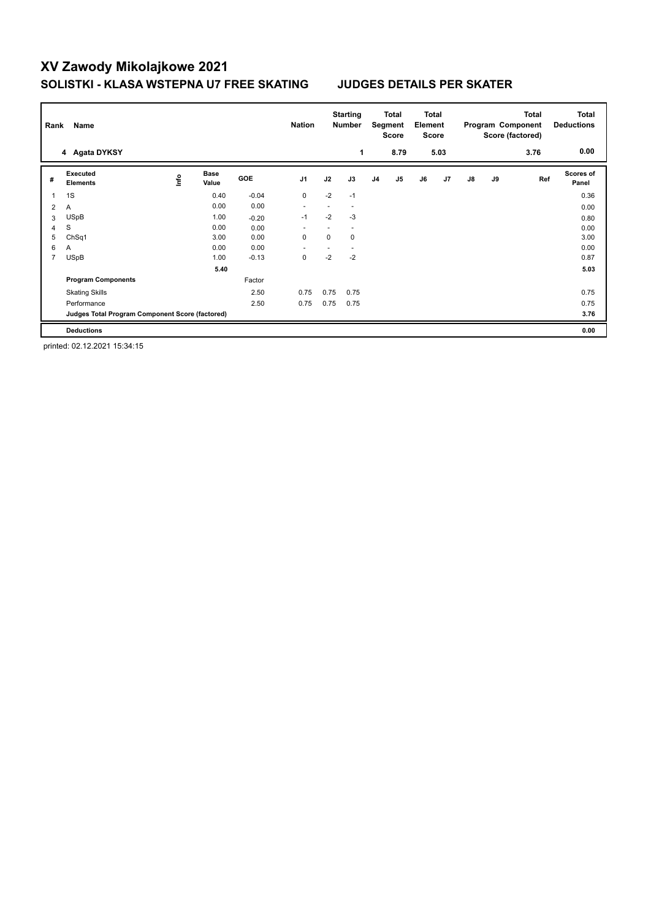# XV Zawody Mikolajkowe 2021

## SOLISTKI - KLASA WSTEPNA U7 FREE SKATING JUDGES DETAILS PER SKATER

| Rank | Name | Nation | Starting Number | Total Segment Score | Total Element Score | Total Program Component Score (factored) | Total Deductions |
|---|---|---|---|---|---|---|---|
| 4 | Agata DYKSY | | 1 | 8.79 | 5.03 | 3.76 | 0.00 |

| # | Executed Elements | Info | Base Value | GOE | J1 | J2 | J3 | J4 | J5 | J6 | J7 | J8 | J9 | Ref | Scores of Panel |
|---|---|---|---|---|---|---|---|---|---|---|---|---|---|---|---|
| 1 | 1S | | 0.40 | -0.04 | 0 | -2 | -1 | | | | | | | | 0.36 |
| 2 | A | | 0.00 | 0.00 | - | - | - | | | | | | | | 0.00 |
| 3 | USpB | | 1.00 | -0.20 | -1 | -2 | -3 | | | | | | | | 0.80 |
| 4 | S | | 0.00 | 0.00 | - | - | - | | | | | | | | 0.00 |
| 5 | ChSq1 | | 3.00 | 0.00 | 0 | 0 | 0 | | | | | | | | 3.00 |
| 6 | A | | 0.00 | 0.00 | - | - | - | | | | | | | | 0.00 |
| 7 | USpB | | 1.00 | -0.13 | 0 | -2 | -2 | | | | | | | | 0.87 |
| | | | 5.40 | | | | | | | | | | | | 5.03 |
| | **Program Components** | | | Factor | | | | | | | | | | | |
| | Skating Skills | | | 2.50 | 0.75 | 0.75 | 0.75 | | | | | | | | 0.75 |
| | Performance | | | 2.50 | 0.75 | 0.75 | 0.75 | | | | | | | | 0.75 |
| | **Judges Total Program Component Score (factored)** | | | | | | | | | | | | | | 3.76 |
| | **Deductions** | | | | | | | | | | | | | | 0.00 |

printed: 02.12.2021 15:34:15